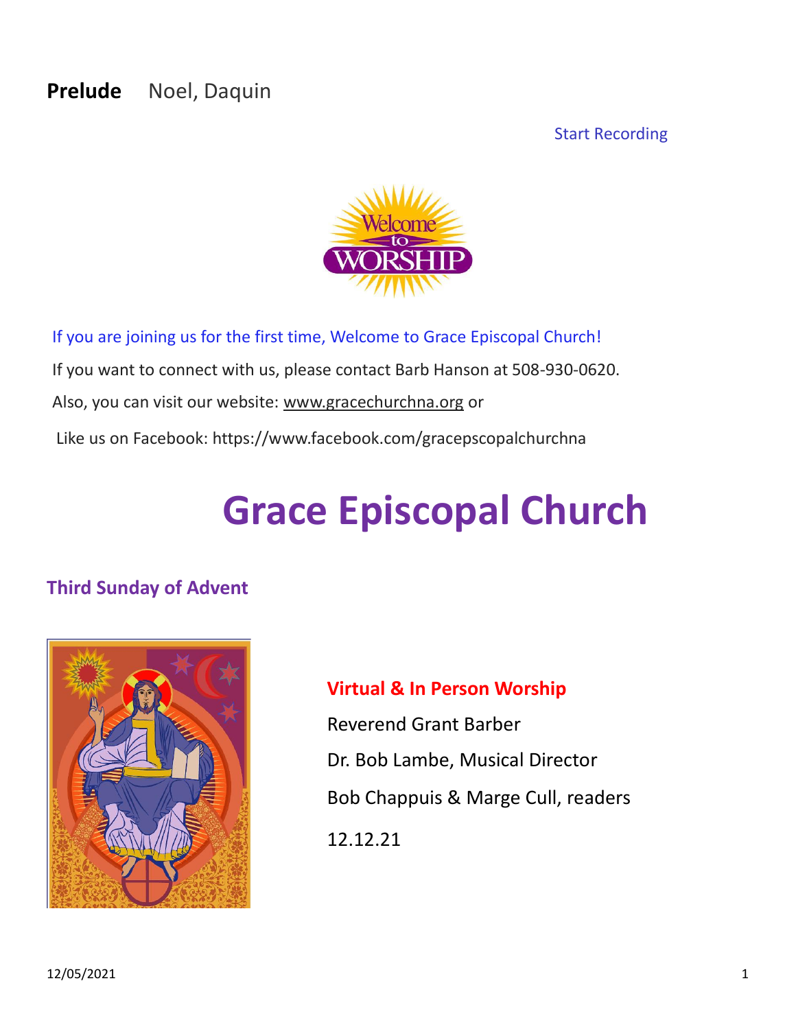**Prelude** Noel, Daquin

Start Recording

If you are joining us for the first time, Welcome to Grace Episcopal Church!

If you want to connect with us, please contact Barb Hanson at 508-930-0620.

Also, you can visit our website: www.gracechurchna.org or

Like us on Facebook: https://www.facebook.com/gracepscopalchurchna

# Grace Episcopal Church

## Third Sunday of Advent

**Virtual & In Person Worship**

Reverend Grant Barber

Dr. Bob Lambe, Musical Director

Bob Chappuis & Marge Cull, readers

12.12.21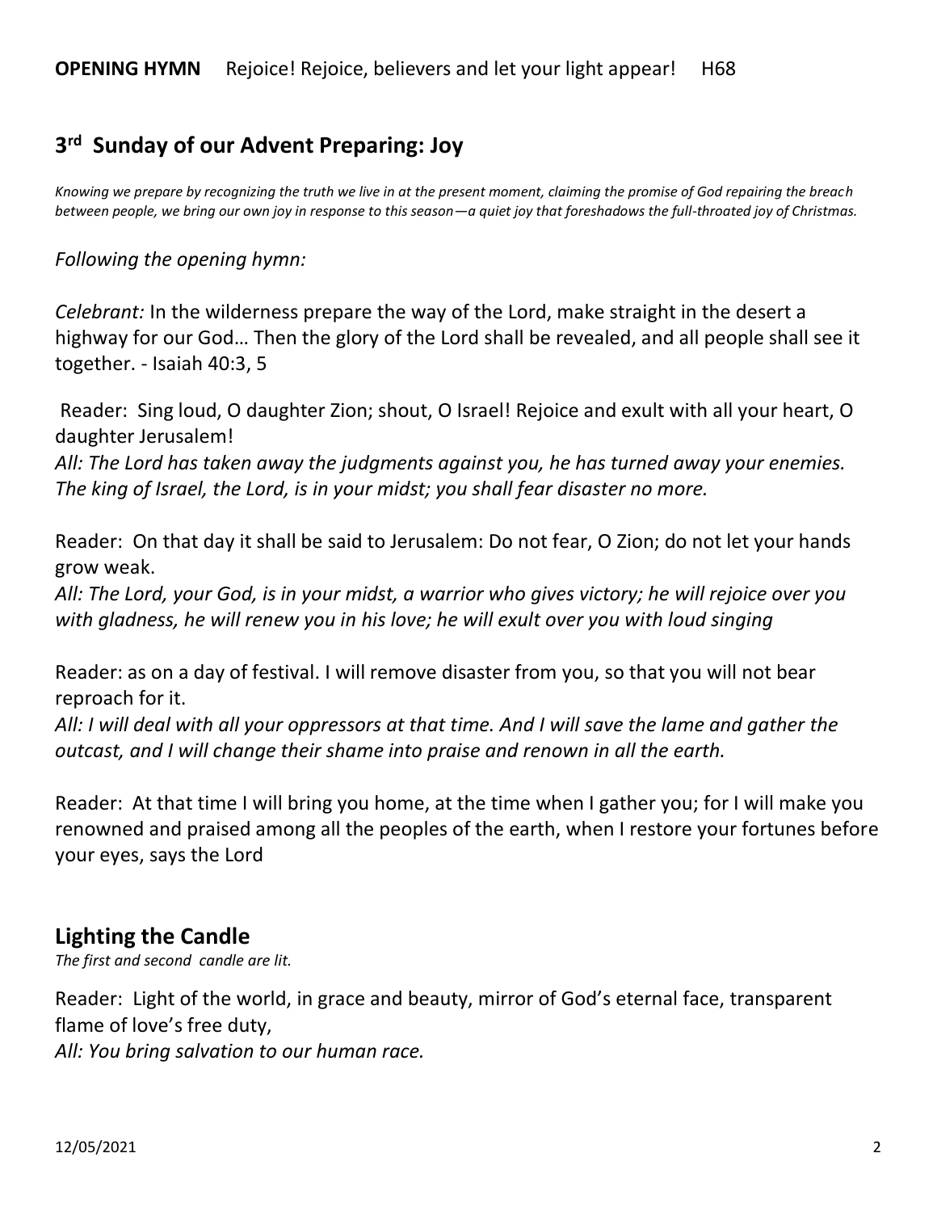**OPENING HYMN** Rejoice! Rejoice, believers and let your light appear! H68

## 3rd Sunday of our Advent Preparing: Joy

*Knowing we prepare by recognizing the truth we live in at the present moment, claiming the promise of God repairing the breach between people, we bring our own joy in response to this season—a quiet joy that foreshadows the full-throated joy of Christmas.*

*Following the opening hymn:*

*Celebrant:* In the wilderness prepare the way of the Lord, make straight in the desert a highway for our God… Then the glory of the Lord shall be revealed, and all people shall see it together. - Isaiah 40:3, 5

Reader: Sing loud, O daughter Zion; shout, O Israel! Rejoice and exult with all your heart, O daughter Jerusalem!
*All: The Lord has taken away the judgments against you, he has turned away your enemies. The king of Israel, the Lord, is in your midst; you shall fear disaster no more.*

Reader: On that day it shall be said to Jerusalem: Do not fear, O Zion; do not let your hands grow weak.
*All: The Lord, your God, is in your midst, a warrior who gives victory; he will rejoice over you with gladness, he will renew you in his love; he will exult over you with loud singing*

Reader: as on a day of festival. I will remove disaster from you, so that you will not bear reproach for it.
*All: I will deal with all your oppressors at that time. And I will save the lame and gather the outcast, and I will change their shame into praise and renown in all the earth.*

Reader: At that time I will bring you home, at the time when I gather you; for I will make you renowned and praised among all the peoples of the earth, when I restore your fortunes before your eyes, says the Lord

## Lighting the Candle

*The first and second candle are lit.*

Reader: Light of the world, in grace and beauty, mirror of God's eternal face, transparent flame of love's free duty,
*All: You bring salvation to our human race.*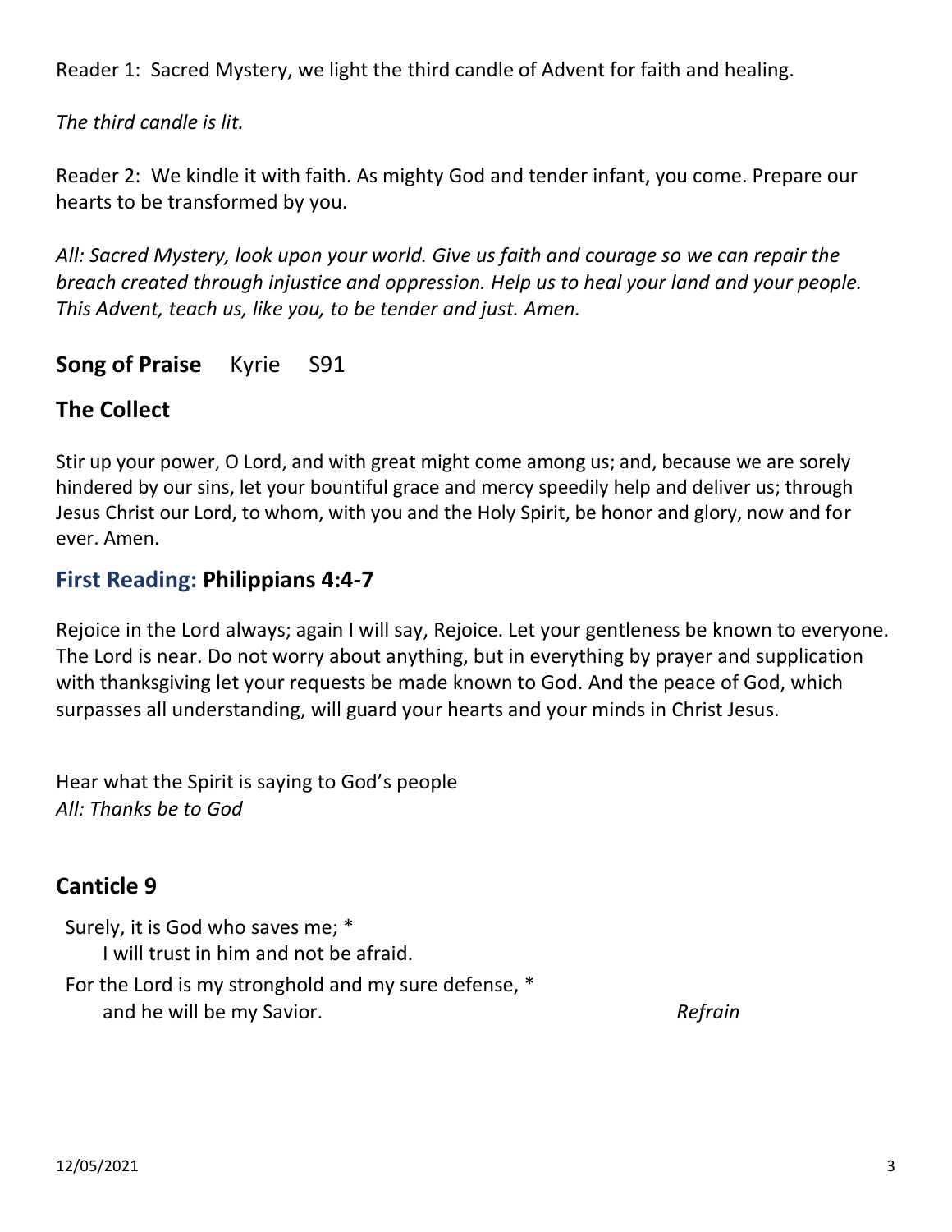Reader 1: Sacred Mystery, we light the third candle of Advent for faith and healing.

*The third candle is lit.*

Reader 2: We kindle it with faith. As mighty God and tender infant, you come. Prepare our hearts to be transformed by you.

*All: Sacred Mystery, look upon your world. Give us faith and courage so we can repair the breach created through injustice and oppression. Help us to heal your land and your people. This Advent, teach us, like you, to be tender and just. Amen.*

## **Song of Praise** Kyrie S91

## The Collect

Stir up your power, O Lord, and with great might come among us; and, because we are sorely hindered by our sins, let your bountiful grace and mercy speedily help and deliver us; through Jesus Christ our Lord, to whom, with you and the Holy Spirit, be honor and glory, now and for ever. Amen.

## First Reading: Philippians 4:4-7

Rejoice in the Lord always; again I will say, Rejoice. Let your gentleness be known to everyone. The Lord is near. Do not worry about anything, but in everything by prayer and supplication with thanksgiving let your requests be made known to God. And the peace of God, which surpasses all understanding, will guard your hearts and your minds in Christ Jesus.

Hear what the Spirit is saying to God's people
*All: Thanks be to God*

## Canticle 9

Surely, it is God who saves me; *
    I will trust in him and not be afraid.
For the Lord is my stronghold and my sure defense, *
    and he will be my Savior. *Refrain*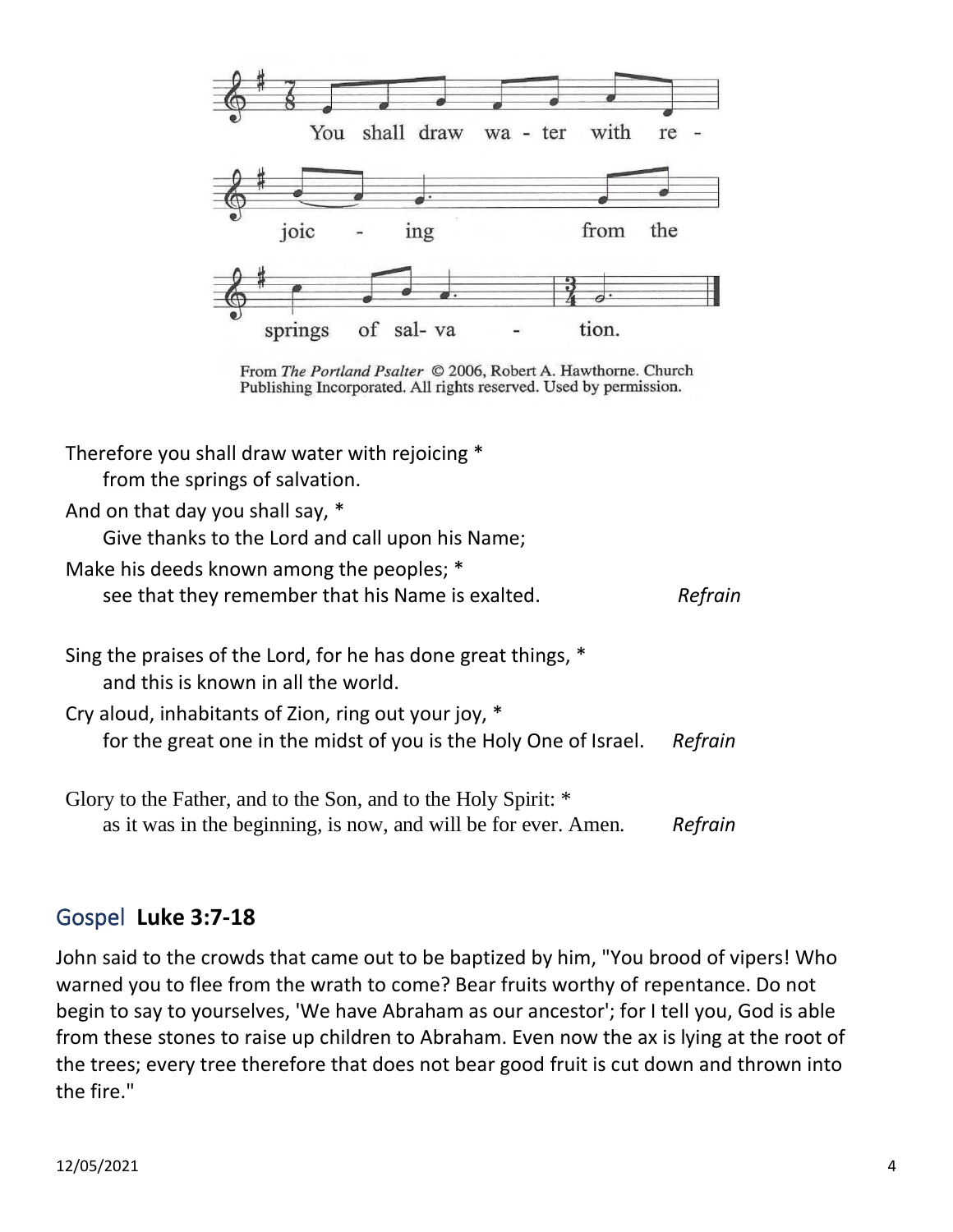You shall draw wa - ter with re - joic - ing from the springs of sal- va - tion.

From *The Portland Psalter* © 2006, Robert A. Hawthorne. Church Publishing Incorporated. All rights reserved. Used by permission.

Therefore you shall draw water with rejoicing *
  from the springs of salvation.
And on that day you shall say, *
  Give thanks to the Lord and call upon his Name;
Make his deeds known among the peoples; *
  see that they remember that his Name is exalted. *Refrain*

Sing the praises of the Lord, for he has done great things, *
  and this is known in all the world.
Cry aloud, inhabitants of Zion, ring out your joy, *
  for the great one in the midst of you is the Holy One of Israel. *Refrain*

Glory to the Father, and to the Son, and to the Holy Spirit: *
  as it was in the beginning, is now, and will be for ever. Amen. *Refrain*

## Gospel **Luke 3:7-18**

John said to the crowds that came out to be baptized by him, "You brood of vipers! Who warned you to flee from the wrath to come? Bear fruits worthy of repentance. Do not begin to say to yourselves, 'We have Abraham as our ancestor'; for I tell you, God is able from these stones to raise up children to Abraham. Even now the ax is lying at the root of the trees; every tree therefore that does not bear good fruit is cut down and thrown into the fire."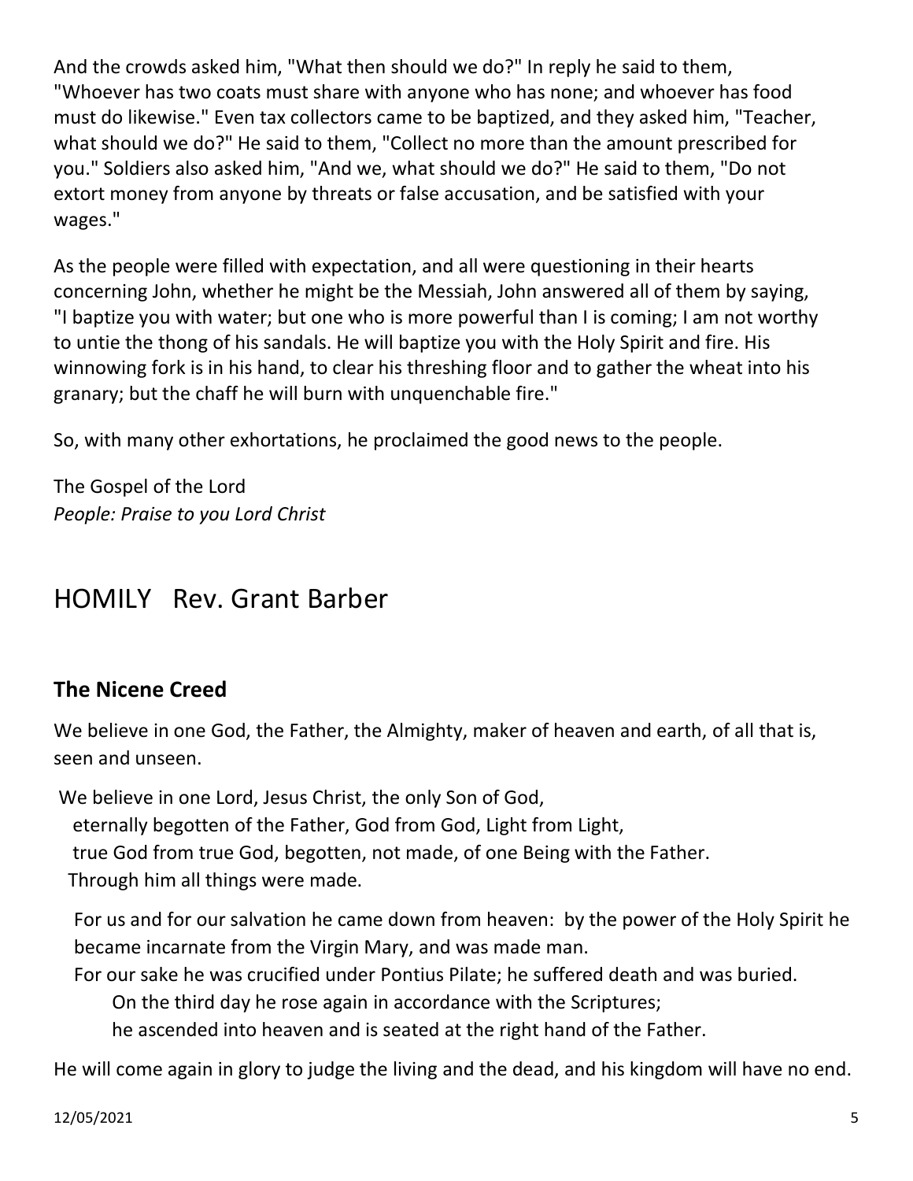And the crowds asked him, "What then should we do?" In reply he said to them, "Whoever has two coats must share with anyone who has none; and whoever has food must do likewise." Even tax collectors came to be baptized, and they asked him, "Teacher, what should we do?" He said to them, "Collect no more than the amount prescribed for you." Soldiers also asked him, "And we, what should we do?" He said to them, "Do not extort money from anyone by threats or false accusation, and be satisfied with your wages."

As the people were filled with expectation, and all were questioning in their hearts concerning John, whether he might be the Messiah, John answered all of them by saying, "I baptize you with water; but one who is more powerful than I is coming; I am not worthy to untie the thong of his sandals. He will baptize you with the Holy Spirit and fire. His winnowing fork is in his hand, to clear his threshing floor and to gather the wheat into his granary; but the chaff he will burn with unquenchable fire."

So, with many other exhortations, he proclaimed the good news to the people.

The Gospel of the Lord
*People: Praise to you Lord Christ*

# HOMILY Rev. Grant Barber

## The Nicene Creed

We believe in one God, the Father, the Almighty, maker of heaven and earth, of all that is, seen and unseen.

We believe in one Lord, Jesus Christ, the only Son of God,
eternally begotten of the Father, God from God, Light from Light,
true God from true God, begotten, not made, of one Being with the Father.
Through him all things were made.

For us and for our salvation he came down from heaven: by the power of the Holy Spirit he became incarnate from the Virgin Mary, and was made man.
For our sake he was crucified under Pontius Pilate; he suffered death and was buried.
On the third day he rose again in accordance with the Scriptures;
he ascended into heaven and is seated at the right hand of the Father.

He will come again in glory to judge the living and the dead, and his kingdom will have no end.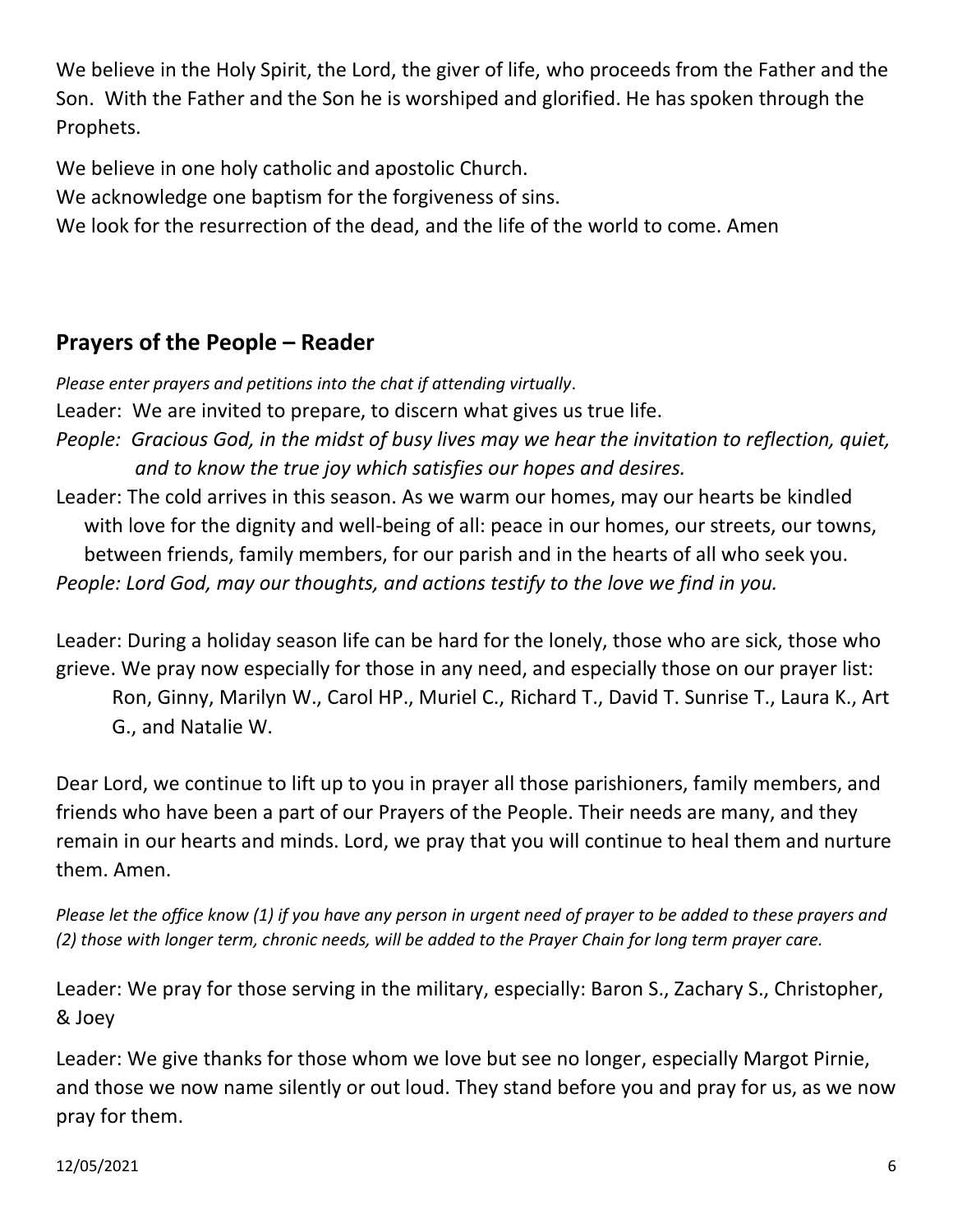We believe in the Holy Spirit, the Lord, the giver of life, who proceeds from the Father and the Son. With the Father and the Son he is worshiped and glorified. He has spoken through the Prophets.

We believe in one holy catholic and apostolic Church.
We acknowledge one baptism for the forgiveness of sins.
We look for the resurrection of the dead, and the life of the world to come. Amen

## Prayers of the People – Reader

*Please enter prayers and petitions into the chat if attending virtually*.

Leader: We are invited to prepare, to discern what gives us true life.

*People: Gracious God, in the midst of busy lives may we hear the invitation to reflection, quiet, and to know the true joy which satisfies our hopes and desires.*

Leader: The cold arrives in this season. As we warm our homes, may our hearts be kindled with love for the dignity and well-being of all: peace in our homes, our streets, our towns, between friends, family members, for our parish and in the hearts of all who seek you.

*People: Lord God, may our thoughts, and actions testify to the love we find in you.*

Leader: During a holiday season life can be hard for the lonely, those who are sick, those who grieve. We pray now especially for those in any need, and especially those on our prayer list:
Ron, Ginny, Marilyn W., Carol HP., Muriel C., Richard T., David T. Sunrise T., Laura K., Art G., and Natalie W.

Dear Lord, we continue to lift up to you in prayer all those parishioners, family members, and friends who have been a part of our Prayers of the People. Their needs are many, and they remain in our hearts and minds. Lord, we pray that you will continue to heal them and nurture them. Amen.

*Please let the office know (1) if you have any person in urgent need of prayer to be added to these prayers and (2) those with longer term, chronic needs, will be added to the Prayer Chain for long term prayer care.*

Leader: We pray for those serving in the military, especially: Baron S., Zachary S., Christopher, & Joey

Leader: We give thanks for those whom we love but see no longer, especially Margot Pirnie, and those we now name silently or out loud. They stand before you and pray for us, as we now pray for them.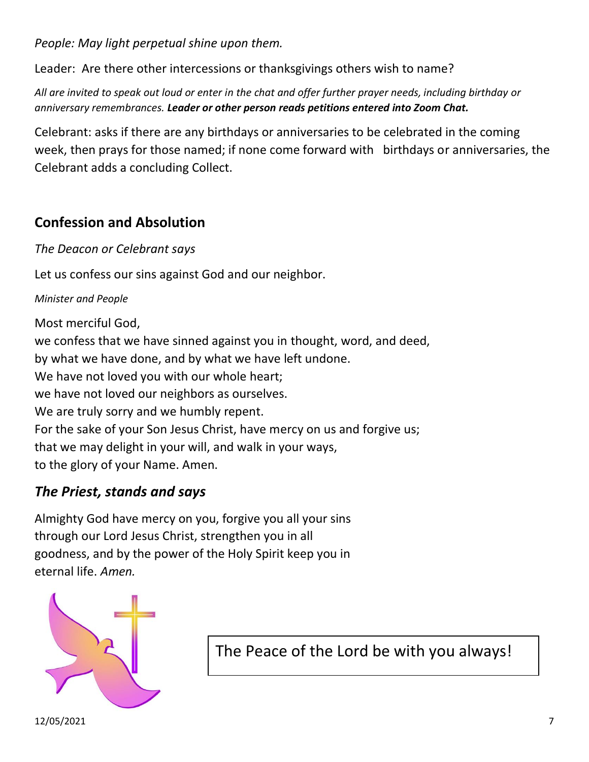*People: May light perpetual shine upon them.*

Leader: Are there other intercessions or thanksgivings others wish to name?

*All are invited to speak out loud or enter in the chat and offer further prayer needs, including birthday or anniversary remembrances.* ***Leader or other person reads petitions entered into Zoom Chat.***

Celebrant: asks if there are any birthdays or anniversaries to be celebrated in the coming week, then prays for those named; if none come forward with birthdays or anniversaries, the Celebrant adds a concluding Collect.

## Confession and Absolution

*The Deacon or Celebrant says*

Let us confess our sins against God and our neighbor.

*Minister and People*

Most merciful God,
we confess that we have sinned against you in thought, word, and deed,
by what we have done, and by what we have left undone.
We have not loved you with our whole heart;
we have not loved our neighbors as ourselves.
We are truly sorry and we humbly repent.
For the sake of your Son Jesus Christ, have mercy on us and forgive us;
that we may delight in your will, and walk in your ways,
to the glory of your Name. Amen.

## *The Priest, stands and says*

Almighty God have mercy on you, forgive you all your sins
through our Lord Jesus Christ, strengthen you in all
goodness, and by the power of the Holy Spirit keep you in
eternal life. *Amen.*

The Peace of the Lord be with you always!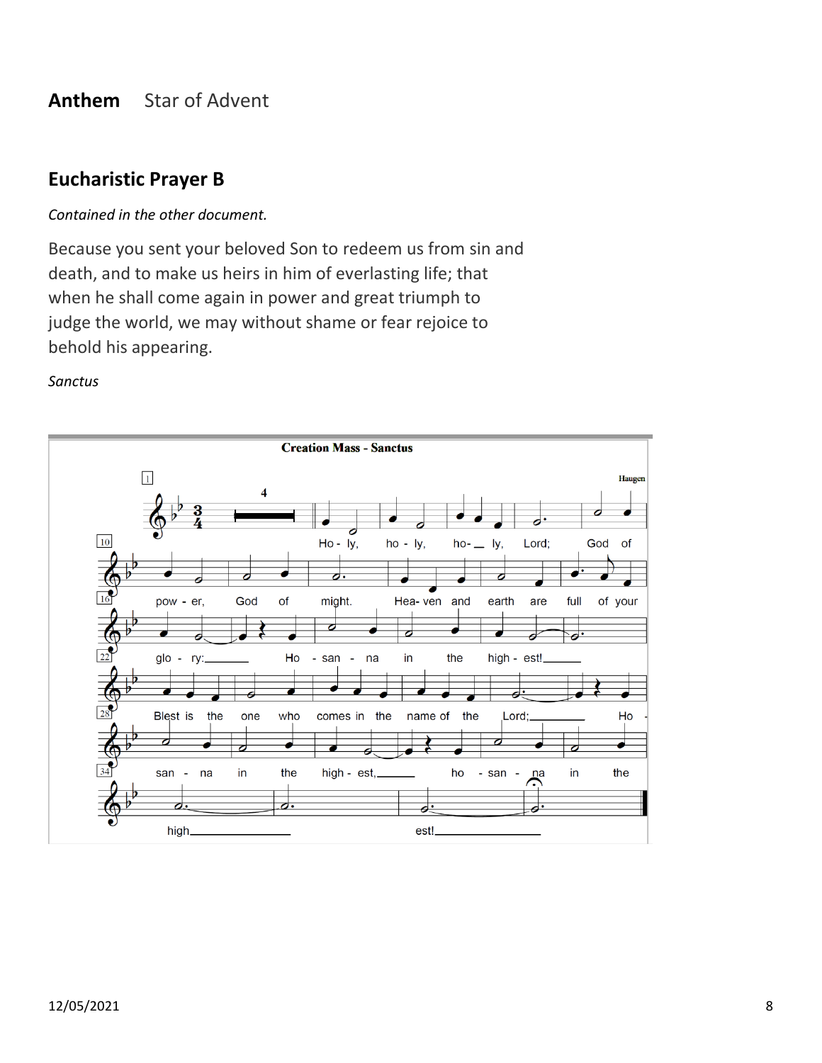**Anthem** Star of Advent

## Eucharistic Prayer B

*Contained in the other document.*

Because you sent your beloved Son to redeem us from sin and death, and to make us heirs in him of everlasting life; that when he shall come again in power and great triumph to judge the world, we may without shame or fear rejoice to behold his appearing.

*Sanctus*

**Creation Mass - Sanctus**

Haugen

Ho - ly, ho - ly, ho- ly, Lord; God of pow - er, God of might. Hea- ven and earth are full of your glo - ry: Ho - san - na in the high - est! Blest is the one who comes in the name of the Lord; Ho - san - na in the high - est, ho - san - na in the high est!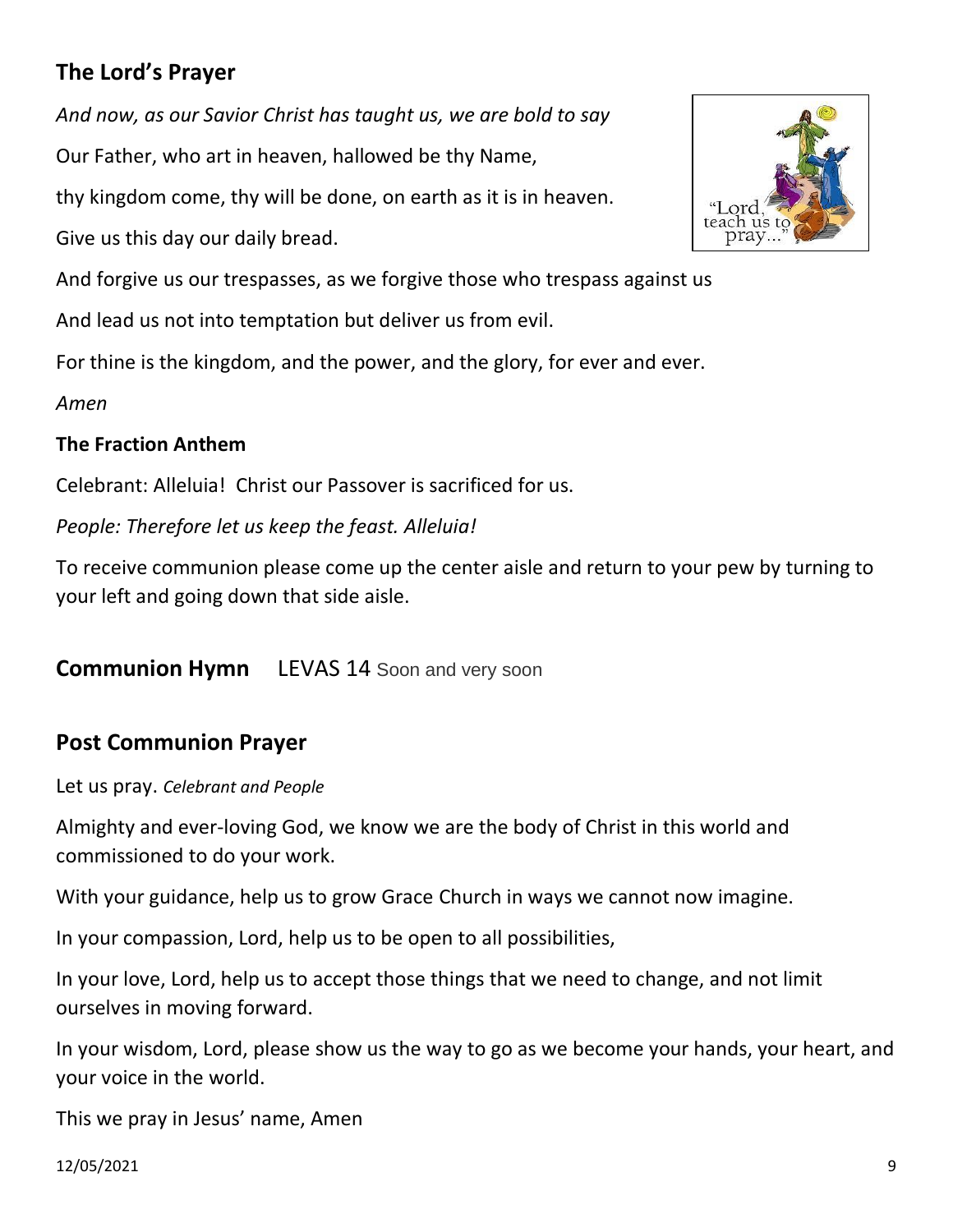## The Lord's Prayer

*And now, as our Savior Christ has taught us, we are bold to say*

Our Father, who art in heaven, hallowed be thy Name,

thy kingdom come, thy will be done, on earth as it is in heaven.

Give us this day our daily bread.

And forgive us our trespasses, as we forgive those who trespass against us

And lead us not into temptation but deliver us from evil.

For thine is the kingdom, and the power, and the glory, for ever and ever.

*Amen*

### The Fraction Anthem

Celebrant: Alleluia! Christ our Passover is sacrificed for us.

*People: Therefore let us keep the feast. Alleluia!*

To receive communion please come up the center aisle and return to your pew by turning to your left and going down that side aisle.

## Communion Hymn LEVAS 14 Soon and very soon

## Post Communion Prayer

Let us pray. *Celebrant and People*

Almighty and ever-loving God, we know we are the body of Christ in this world and commissioned to do your work.

With your guidance, help us to grow Grace Church in ways we cannot now imagine.

In your compassion, Lord, help us to be open to all possibilities,

In your love, Lord, help us to accept those things that we need to change, and not limit ourselves in moving forward.

In your wisdom, Lord, please show us the way to go as we become your hands, your heart, and your voice in the world.

This we pray in Jesus' name, Amen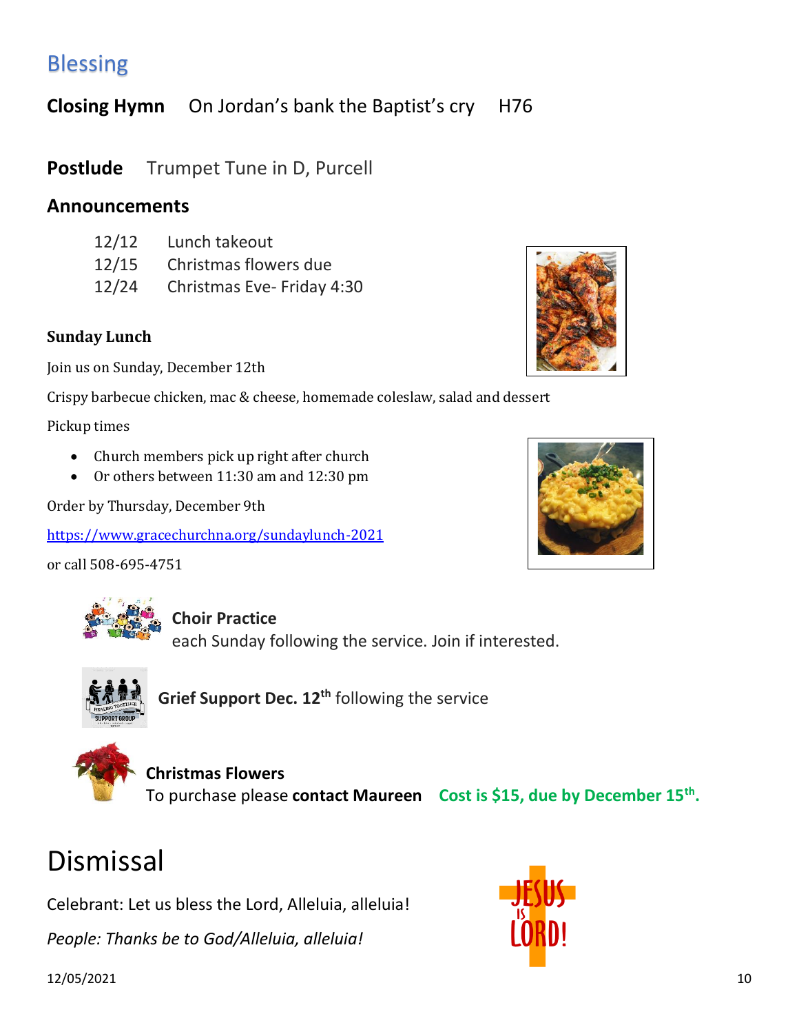## Blessing

**Closing Hymn** On Jordan's bank the Baptist's cry H76

**Postlude** Trumpet Tune in D, Purcell

### Announcements

| | |
|---|---|
| 12/12 | Lunch takeout |
| 12/15 | Christmas flowers due |
| 12/24 | Christmas Eve- Friday 4:30 |

**Sunday Lunch**

Join us on Sunday, December 12th

Crispy barbecue chicken, mac & cheese, homemade coleslaw, salad and dessert

Pickup times

- Church members pick up right after church
- Or others between 11:30 am and 12:30 pm

Order by Thursday, December 9th

https://www.gracechurchna.org/sundaylunch-2021

or call 508-695-4751

**Choir Practice**
each Sunday following the service. Join if interested.

**Grief Support Dec. 12th** following the service

**Christmas Flowers**
To purchase please **contact Maureen** **Cost is $15, due by December 15th.**

# Dismissal

Celebrant: Let us bless the Lord, Alleluia, alleluia!

*People: Thanks be to God/Alleluia, alleluia!*

12/05/2021